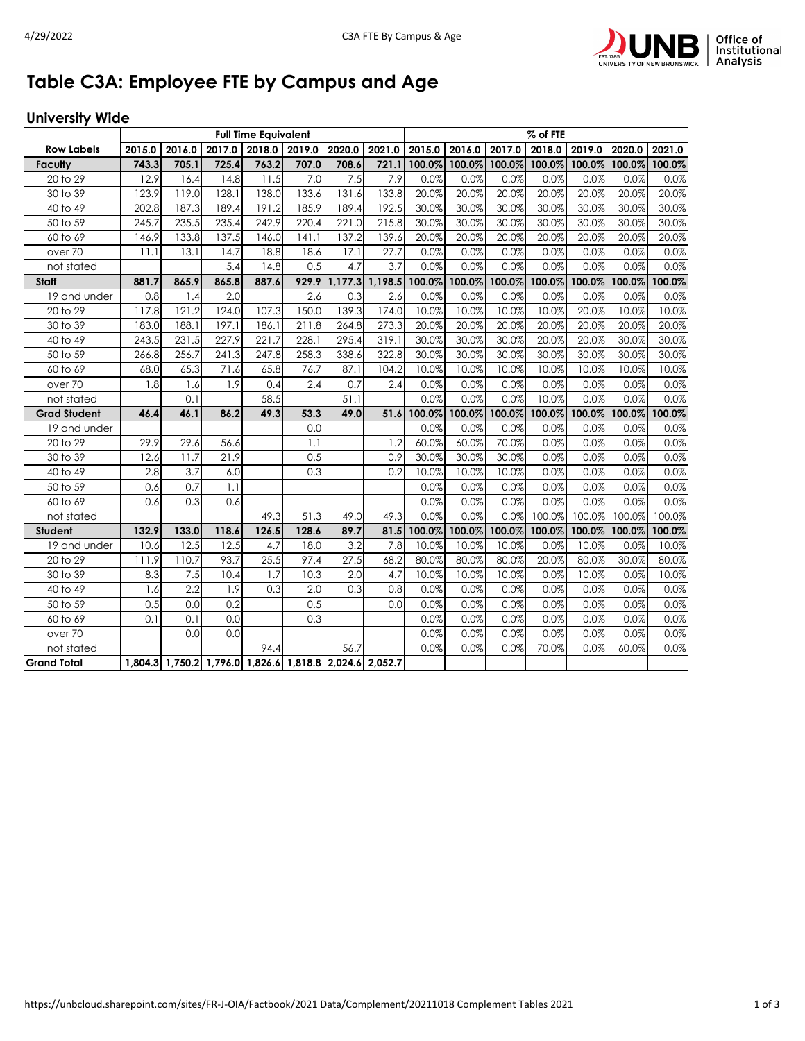# Table C3A: Employee FTE by Campus and Age

## University Wide

| | Full Time Equivalent | | | | | | | % of FTE | | | | | | |
|---|---|---|---|---|---|---|---|---|---|---|---|---|---|---|
| **Row Labels** | **2015.0** | **2016.0** | **2017.0** | **2018.0** | **2019.0** | **2020.0** | **2021.0** | **2015.0** | **2016.0** | **2017.0** | **2018.0** | **2019.0** | **2020.0** | **2021.0** |
| **Faculty** | **743.3** | **705.1** | **725.4** | **763.2** | **707.0** | **708.6** | **721.1** | **100.0%** | **100.0%** | **100.0%** | **100.0%** | **100.0%** | **100.0%** | **100.0%** |
| 20 to 29 | 12.9 | 16.4 | 14.8 | 11.5 | 7.0 | 7.5 | 7.9 | 0.0% | 0.0% | 0.0% | 0.0% | 0.0% | 0.0% | 0.0% |
| 30 to 39 | 123.9 | 119.0 | 128.1 | 138.0 | 133.6 | 131.6 | 133.8 | 20.0% | 20.0% | 20.0% | 20.0% | 20.0% | 20.0% | 20.0% |
| 40 to 49 | 202.8 | 187.3 | 189.4 | 191.2 | 185.9 | 189.4 | 192.5 | 30.0% | 30.0% | 30.0% | 30.0% | 30.0% | 30.0% | 30.0% |
| 50 to 59 | 245.7 | 235.5 | 235.4 | 242.9 | 220.4 | 221.0 | 215.8 | 30.0% | 30.0% | 30.0% | 30.0% | 30.0% | 30.0% | 30.0% |
| 60 to 69 | 146.9 | 133.8 | 137.5 | 146.0 | 141.1 | 137.2 | 139.6 | 20.0% | 20.0% | 20.0% | 20.0% | 20.0% | 20.0% | 20.0% |
| over 70 | 11.1 | 13.1 | 14.7 | 18.8 | 18.6 | 17.1 | 27.7 | 0.0% | 0.0% | 0.0% | 0.0% | 0.0% | 0.0% | 0.0% |
| not stated | | | 5.4 | 14.8 | 0.5 | 4.7 | 3.7 | 0.0% | 0.0% | 0.0% | 0.0% | 0.0% | 0.0% | 0.0% |
| **Staff** | **881.7** | **865.9** | **865.8** | **887.6** | **929.9** | **1,177.3** | **1,198.5** | **100.0%** | **100.0%** | **100.0%** | **100.0%** | **100.0%** | **100.0%** | **100.0%** |
| 19 and under | 0.8 | 1.4 | 2.0 | | 2.6 | 0.3 | 2.6 | 0.0% | 0.0% | 0.0% | 0.0% | 0.0% | 0.0% | 0.0% |
| 20 to 29 | 117.8 | 121.2 | 124.0 | 107.3 | 150.0 | 139.3 | 174.0 | 10.0% | 10.0% | 10.0% | 10.0% | 20.0% | 10.0% | 10.0% |
| 30 to 39 | 183.0 | 188.1 | 197.1 | 186.1 | 211.8 | 264.8 | 273.3 | 20.0% | 20.0% | 20.0% | 20.0% | 20.0% | 20.0% | 20.0% |
| 40 to 49 | 243.5 | 231.5 | 227.9 | 221.7 | 228.1 | 295.4 | 319.1 | 30.0% | 30.0% | 30.0% | 20.0% | 20.0% | 30.0% | 30.0% |
| 50 to 59 | 266.8 | 256.7 | 241.3 | 247.8 | 258.3 | 338.6 | 322.8 | 30.0% | 30.0% | 30.0% | 30.0% | 30.0% | 30.0% | 30.0% |
| 60 to 69 | 68.0 | 65.3 | 71.6 | 65.8 | 76.7 | 87.1 | 104.2 | 10.0% | 10.0% | 10.0% | 10.0% | 10.0% | 10.0% | 10.0% |
| over 70 | 1.8 | 1.6 | 1.9 | 0.4 | 2.4 | 0.7 | 2.4 | 0.0% | 0.0% | 0.0% | 0.0% | 0.0% | 0.0% | 0.0% |
| not stated | | 0.1 | | 58.5 | | 51.1 | | 0.0% | 0.0% | 0.0% | 10.0% | 0.0% | 0.0% | 0.0% |
| **Grad Student** | **46.4** | **46.1** | **86.2** | **49.3** | **53.3** | **49.0** | **51.6** | **100.0%** | **100.0%** | **100.0%** | **100.0%** | **100.0%** | **100.0%** | **100.0%** |
| 19 and under | | | | | 0.0 | | | 0.0% | 0.0% | 0.0% | 0.0% | 0.0% | 0.0% | 0.0% |
| 20 to 29 | 29.9 | 29.6 | 56.6 | | 1.1 | | 1.2 | 60.0% | 60.0% | 70.0% | 0.0% | 0.0% | 0.0% | 0.0% |
| 30 to 39 | 12.6 | 11.7 | 21.9 | | 0.5 | | 0.9 | 30.0% | 30.0% | 30.0% | 0.0% | 0.0% | 0.0% | 0.0% |
| 40 to 49 | 2.8 | 3.7 | 6.0 | | 0.3 | | 0.2 | 10.0% | 10.0% | 10.0% | 0.0% | 0.0% | 0.0% | 0.0% |
| 50 to 59 | 0.6 | 0.7 | 1.1 | | | | | 0.0% | 0.0% | 0.0% | 0.0% | 0.0% | 0.0% | 0.0% |
| 60 to 69 | 0.6 | 0.3 | 0.6 | | | | | 0.0% | 0.0% | 0.0% | 0.0% | 0.0% | 0.0% | 0.0% |
| not stated | | | | 49.3 | 51.3 | 49.0 | 49.3 | 0.0% | 0.0% | 0.0% | 100.0% | 100.0% | 100.0% | 100.0% |
| **Student** | **132.9** | **133.0** | **118.6** | **126.5** | **128.6** | **89.7** | **81.5** | **100.0%** | **100.0%** | **100.0%** | **100.0%** | **100.0%** | **100.0%** | **100.0%** |
| 19 and under | 10.6 | 12.5 | 12.5 | 4.7 | 18.0 | 3.2 | 7.8 | 10.0% | 10.0% | 10.0% | 0.0% | 10.0% | 0.0% | 10.0% |
| 20 to 29 | 111.9 | 110.7 | 93.7 | 25.5 | 97.4 | 27.5 | 68.2 | 80.0% | 80.0% | 80.0% | 20.0% | 80.0% | 30.0% | 80.0% |
| 30 to 39 | 8.3 | 7.5 | 10.4 | 1.7 | 10.3 | 2.0 | 4.7 | 10.0% | 10.0% | 10.0% | 0.0% | 10.0% | 0.0% | 10.0% |
| 40 to 49 | 1.6 | 2.2 | 1.9 | 0.3 | 2.0 | 0.3 | 0.8 | 0.0% | 0.0% | 0.0% | 0.0% | 0.0% | 0.0% | 0.0% |
| 50 to 59 | 0.5 | 0.0 | 0.2 | | 0.5 | | 0.0 | 0.0% | 0.0% | 0.0% | 0.0% | 0.0% | 0.0% | 0.0% |
| 60 to 69 | 0.1 | 0.1 | 0.0 | | 0.3 | | | 0.0% | 0.0% | 0.0% | 0.0% | 0.0% | 0.0% | 0.0% |
| over 70 | | 0.0 | 0.0 | | | | | 0.0% | 0.0% | 0.0% | 0.0% | 0.0% | 0.0% | 0.0% |
| not stated | | | | 94.4 | | 56.7 | | 0.0% | 0.0% | 0.0% | 70.0% | 0.0% | 60.0% | 0.0% |
| **Grand Total** | **1,804.3** | **1,750.2** | **1,796.0** | **1,826.6** | **1,818.8** | **2,024.6** | **2,052.7** | | | | | | | |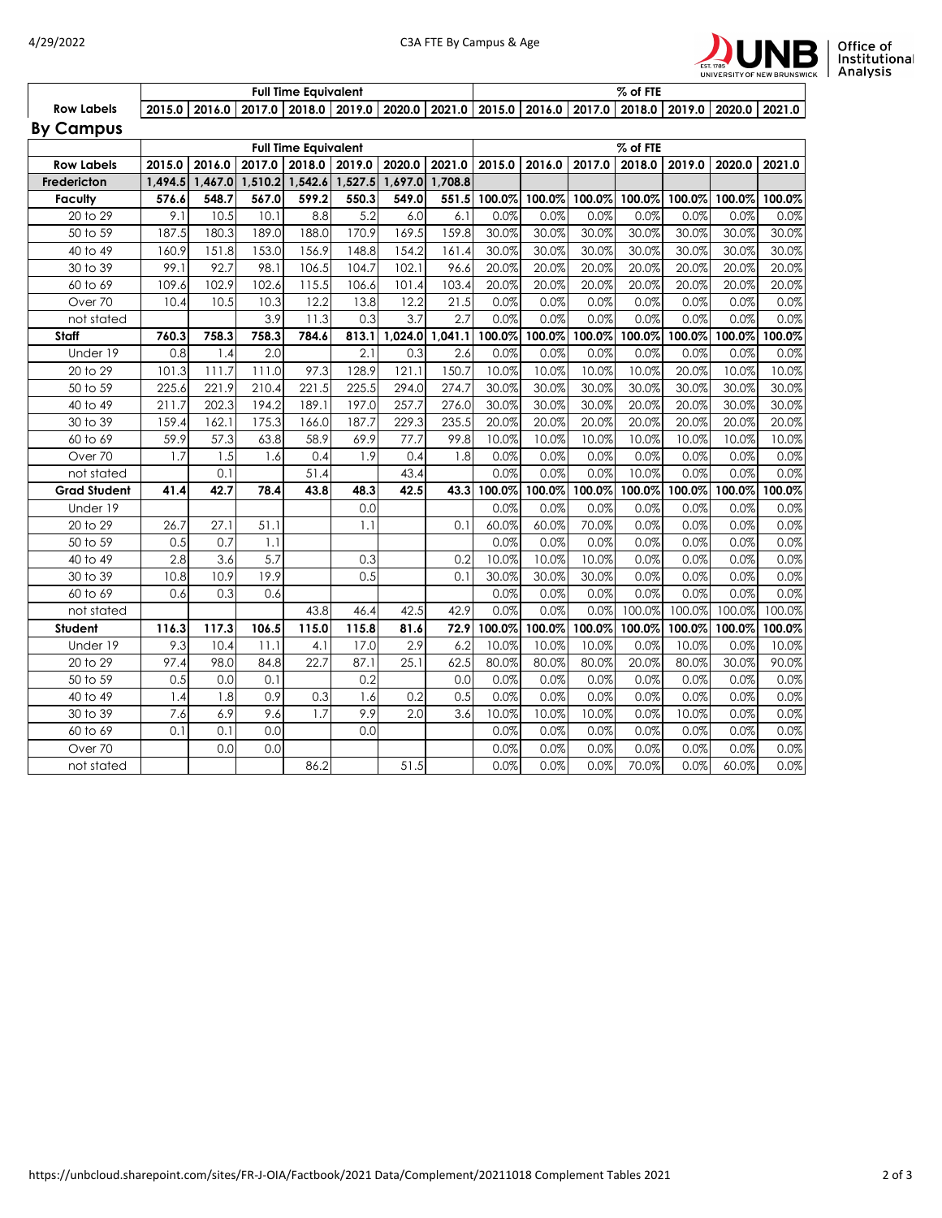| Row Labels | Full Time Equivalent | | | | | | | % of FTE | | | | | | |
|---|---|---|---|---|---|---|---|---|---|---|---|---|---|---|
| | 2015.0 | 2016.0 | 2017.0 | 2018.0 | 2019.0 | 2020.0 | 2021.0 | 2015.0 | 2016.0 | 2017.0 | 2018.0 | 2019.0 | 2020.0 | 2021.0 |

## By Campus

| Row Labels | Full Time Equivalent | | | | | | | % of FTE | | | | | | |
|---|---|---|---|---|---|---|---|---|---|---|---|---|---|---|
| | 2015.0 | 2016.0 | 2017.0 | 2018.0 | 2019.0 | 2020.0 | 2021.0 | 2015.0 | 2016.0 | 2017.0 | 2018.0 | 2019.0 | 2020.0 | 2021.0 |
| **Fredericton** | **1,494.5** | **1,467.0** | **1,510.2** | **1,542.6** | **1,527.5** | **1,697.0** | **1,708.8** | | | | | | | |
| **Faculty** | **576.6** | **548.7** | **567.0** | **599.2** | **550.3** | **549.0** | **551.5** | **100.0%** | **100.0%** | **100.0%** | **100.0%** | **100.0%** | **100.0%** | **100.0%** |
| 20 to 29 | 9.1 | 10.5 | 10.1 | 8.8 | 5.2 | 6.0 | 6.1 | 0.0% | 0.0% | 0.0% | 0.0% | 0.0% | 0.0% | 0.0% |
| 50 to 59 | 187.5 | 180.3 | 189.0 | 188.0 | 170.9 | 169.5 | 159.8 | 30.0% | 30.0% | 30.0% | 30.0% | 30.0% | 30.0% | 30.0% |
| 40 to 49 | 160.9 | 151.8 | 153.0 | 156.9 | 148.8 | 154.2 | 161.4 | 30.0% | 30.0% | 30.0% | 30.0% | 30.0% | 30.0% | 30.0% |
| 30 to 39 | 99.1 | 92.7 | 98.1 | 106.5 | 104.7 | 102.1 | 96.6 | 20.0% | 20.0% | 20.0% | 20.0% | 20.0% | 20.0% | 20.0% |
| 60 to 69 | 109.6 | 102.9 | 102.6 | 115.5 | 106.6 | 101.4 | 103.4 | 20.0% | 20.0% | 20.0% | 20.0% | 20.0% | 20.0% | 20.0% |
| Over 70 | 10.4 | 10.5 | 10.3 | 12.2 | 13.8 | 12.2 | 21.5 | 0.0% | 0.0% | 0.0% | 0.0% | 0.0% | 0.0% | 0.0% |
| not stated | | | 3.9 | 11.3 | 0.3 | 3.7 | 2.7 | 0.0% | 0.0% | 0.0% | 0.0% | 0.0% | 0.0% | 0.0% |
| **Staff** | **760.3** | **758.3** | **758.3** | **784.6** | **813.1** | **1,024.0** | **1,041.1** | **100.0%** | **100.0%** | **100.0%** | **100.0%** | **100.0%** | **100.0%** | **100.0%** |
| Under 19 | 0.8 | 1.4 | 2.0 | | 2.1 | 0.3 | 2.6 | 0.0% | 0.0% | 0.0% | 0.0% | 0.0% | 0.0% | 0.0% |
| 20 to 29 | 101.3 | 111.7 | 111.0 | 97.3 | 128.9 | 121.1 | 150.7 | 10.0% | 10.0% | 10.0% | 10.0% | 20.0% | 10.0% | 10.0% |
| 50 to 59 | 225.6 | 221.9 | 210.4 | 221.5 | 225.5 | 294.0 | 274.7 | 30.0% | 30.0% | 30.0% | 30.0% | 30.0% | 30.0% | 30.0% |
| 40 to 49 | 211.7 | 202.3 | 194.2 | 189.1 | 197.0 | 257.7 | 276.0 | 30.0% | 30.0% | 30.0% | 20.0% | 20.0% | 30.0% | 30.0% |
| 30 to 39 | 159.4 | 162.1 | 175.3 | 166.0 | 187.7 | 229.3 | 235.5 | 20.0% | 20.0% | 20.0% | 20.0% | 20.0% | 20.0% | 20.0% |
| 60 to 69 | 59.9 | 57.3 | 63.8 | 58.9 | 69.9 | 77.7 | 99.8 | 10.0% | 10.0% | 10.0% | 10.0% | 10.0% | 10.0% | 10.0% |
| Over 70 | 1.7 | 1.5 | 1.6 | 0.4 | 1.9 | 0.4 | 1.8 | 0.0% | 0.0% | 0.0% | 0.0% | 0.0% | 0.0% | 0.0% |
| not stated | | 0.1 | | 51.4 | | 43.4 | | 0.0% | 0.0% | 0.0% | 10.0% | 0.0% | 0.0% | 0.0% |
| **Grad Student** | **41.4** | **42.7** | **78.4** | **43.8** | **48.3** | **42.5** | **43.3** | **100.0%** | **100.0%** | **100.0%** | **100.0%** | **100.0%** | **100.0%** | **100.0%** |
| Under 19 | | | | | 0.0 | | | 0.0% | 0.0% | 0.0% | 0.0% | 0.0% | 0.0% | 0.0% |
| 20 to 29 | 26.7 | 27.1 | 51.1 | | 1.1 | | 0.1 | 60.0% | 60.0% | 70.0% | 0.0% | 0.0% | 0.0% | 0.0% |
| 50 to 59 | 0.5 | 0.7 | 1.1 | | | | | 0.0% | 0.0% | 0.0% | 0.0% | 0.0% | 0.0% | 0.0% |
| 40 to 49 | 2.8 | 3.6 | 5.7 | | 0.3 | | 0.2 | 10.0% | 10.0% | 10.0% | 0.0% | 0.0% | 0.0% | 0.0% |
| 30 to 39 | 10.8 | 10.9 | 19.9 | | 0.5 | | 0.1 | 30.0% | 30.0% | 30.0% | 0.0% | 0.0% | 0.0% | 0.0% |
| 60 to 69 | 0.6 | 0.3 | 0.6 | | | | | 0.0% | 0.0% | 0.0% | 0.0% | 0.0% | 0.0% | 0.0% |
| not stated | | | | 43.8 | 46.4 | 42.5 | 42.9 | 0.0% | 0.0% | 0.0% | 100.0% | 100.0% | 100.0% | 100.0% |
| **Student** | **116.3** | **117.3** | **106.5** | **115.0** | **115.8** | **81.6** | **72.9** | **100.0%** | **100.0%** | **100.0%** | **100.0%** | **100.0%** | **100.0%** | **100.0%** |
| Under 19 | 9.3 | 10.4 | 11.1 | 4.1 | 17.0 | 2.9 | 6.2 | 10.0% | 10.0% | 10.0% | 0.0% | 10.0% | 0.0% | 10.0% |
| 20 to 29 | 97.4 | 98.0 | 84.8 | 22.7 | 87.1 | 25.1 | 62.5 | 80.0% | 80.0% | 80.0% | 20.0% | 80.0% | 30.0% | 90.0% |
| 50 to 59 | 0.5 | 0.0 | 0.1 | | 0.2 | | 0.0 | 0.0% | 0.0% | 0.0% | 0.0% | 0.0% | 0.0% | 0.0% |
| 40 to 49 | 1.4 | 1.8 | 0.9 | 0.3 | 1.6 | 0.2 | 0.5 | 0.0% | 0.0% | 0.0% | 0.0% | 0.0% | 0.0% | 0.0% |
| 30 to 39 | 7.6 | 6.9 | 9.6 | 1.7 | 9.9 | 2.0 | 3.6 | 10.0% | 10.0% | 10.0% | 0.0% | 10.0% | 0.0% | 0.0% |
| 60 to 69 | 0.1 | 0.1 | 0.0 | | 0.0 | | | 0.0% | 0.0% | 0.0% | 0.0% | 0.0% | 0.0% | 0.0% |
| Over 70 | | 0.0 | 0.0 | | | | | 0.0% | 0.0% | 0.0% | 0.0% | 0.0% | 0.0% | 0.0% |
| not stated | | | | 86.2 | | 51.5 | | 0.0% | 0.0% | 0.0% | 70.0% | 0.0% | 60.0% | 0.0% |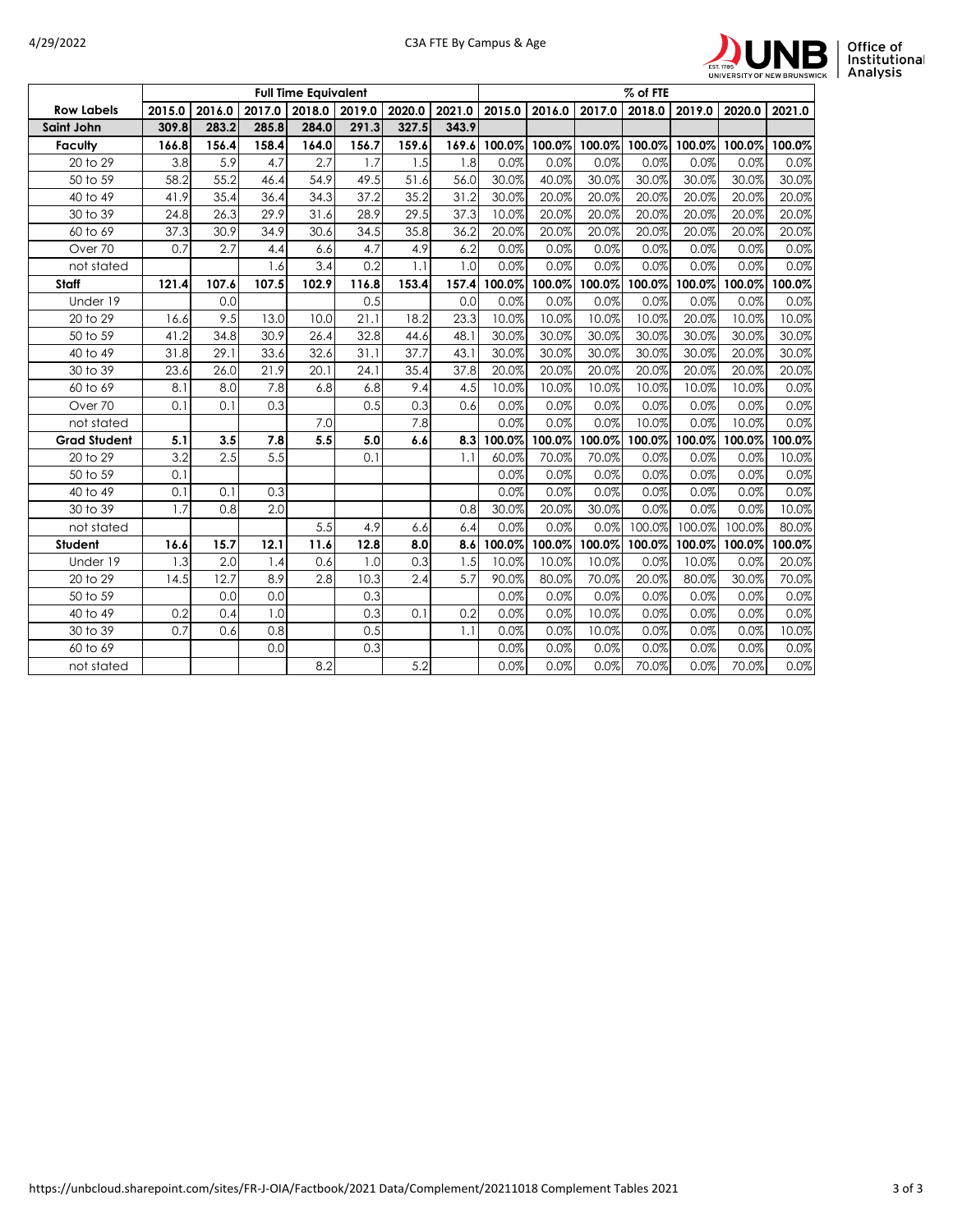| | Full Time Equivalent | | | | | | | % of FTE | | | | | | |
|---|---|---|---|---|---|---|---|---|---|---|---|---|---|---|
| **Row Labels** | **2015.0** | **2016.0** | **2017.0** | **2018.0** | **2019.0** | **2020.0** | **2021.0** | **2015.0** | **2016.0** | **2017.0** | **2018.0** | **2019.0** | **2020.0** | **2021.0** |
| **Saint John** | **309.8** | **283.2** | **285.8** | **284.0** | **291.3** | **327.5** | **343.9** | | | | | | | |
| **Faculty** | **166.8** | **156.4** | **158.4** | **164.0** | **156.7** | **159.6** | **169.6** | **100.0%** | **100.0%** | **100.0%** | **100.0%** | **100.0%** | **100.0%** | **100.0%** |
| 20 to 29 | 3.8 | 5.9 | 4.7 | 2.7 | 1.7 | 1.5 | 1.8 | 0.0% | 0.0% | 0.0% | 0.0% | 0.0% | 0.0% | 0.0% |
| 50 to 59 | 58.2 | 55.2 | 46.4 | 54.9 | 49.5 | 51.6 | 56.0 | 30.0% | 40.0% | 30.0% | 30.0% | 30.0% | 30.0% | 30.0% |
| 40 to 49 | 41.9 | 35.4 | 36.4 | 34.3 | 37.2 | 35.2 | 31.2 | 30.0% | 20.0% | 20.0% | 20.0% | 20.0% | 20.0% | 20.0% |
| 30 to 39 | 24.8 | 26.3 | 29.9 | 31.6 | 28.9 | 29.5 | 37.3 | 10.0% | 20.0% | 20.0% | 20.0% | 20.0% | 20.0% | 20.0% |
| 60 to 69 | 37.3 | 30.9 | 34.9 | 30.6 | 34.5 | 35.8 | 36.2 | 20.0% | 20.0% | 20.0% | 20.0% | 20.0% | 20.0% | 20.0% |
| Over 70 | 0.7 | 2.7 | 4.4 | 6.6 | 4.7 | 4.9 | 6.2 | 0.0% | 0.0% | 0.0% | 0.0% | 0.0% | 0.0% | 0.0% |
| not stated | | | 1.6 | 3.4 | 0.2 | 1.1 | 1.0 | 0.0% | 0.0% | 0.0% | 0.0% | 0.0% | 0.0% | 0.0% |
| **Staff** | **121.4** | **107.6** | **107.5** | **102.9** | **116.8** | **153.4** | **157.4** | **100.0%** | **100.0%** | **100.0%** | **100.0%** | **100.0%** | **100.0%** | **100.0%** |
| Under 19 | | 0.0 | | | 0.5 | | 0.0 | 0.0% | 0.0% | 0.0% | 0.0% | 0.0% | 0.0% | 0.0% |
| 20 to 29 | 16.6 | 9.5 | 13.0 | 10.0 | 21.1 | 18.2 | 23.3 | 10.0% | 10.0% | 10.0% | 10.0% | 20.0% | 10.0% | 10.0% |
| 50 to 59 | 41.2 | 34.8 | 30.9 | 26.4 | 32.8 | 44.6 | 48.1 | 30.0% | 30.0% | 30.0% | 30.0% | 30.0% | 30.0% | 30.0% |
| 40 to 49 | 31.8 | 29.1 | 33.6 | 32.6 | 31.1 | 37.7 | 43.1 | 30.0% | 30.0% | 30.0% | 30.0% | 30.0% | 20.0% | 30.0% |
| 30 to 39 | 23.6 | 26.0 | 21.9 | 20.1 | 24.1 | 35.4 | 37.8 | 20.0% | 20.0% | 20.0% | 20.0% | 20.0% | 20.0% | 20.0% |
| 60 to 69 | 8.1 | 8.0 | 7.8 | 6.8 | 6.8 | 9.4 | 4.5 | 10.0% | 10.0% | 10.0% | 10.0% | 10.0% | 10.0% | 0.0% |
| Over 70 | 0.1 | 0.1 | 0.3 | | 0.5 | 0.3 | 0.6 | 0.0% | 0.0% | 0.0% | 0.0% | 0.0% | 0.0% | 0.0% |
| not stated | | | | 7.0 | | 7.8 | | 0.0% | 0.0% | 0.0% | 10.0% | 0.0% | 10.0% | 0.0% |
| **Grad Student** | **5.1** | **3.5** | **7.8** | **5.5** | **5.0** | **6.6** | **8.3** | **100.0%** | **100.0%** | **100.0%** | **100.0%** | **100.0%** | **100.0%** | **100.0%** |
| 20 to 29 | 3.2 | 2.5 | 5.5 | | 0.1 | | 1.1 | 60.0% | 70.0% | 70.0% | 0.0% | 0.0% | 0.0% | 10.0% |
| 50 to 59 | 0.1 | | | | | | | 0.0% | 0.0% | 0.0% | 0.0% | 0.0% | 0.0% | 0.0% |
| 40 to 49 | 0.1 | 0.1 | 0.3 | | | | | 0.0% | 0.0% | 0.0% | 0.0% | 0.0% | 0.0% | 0.0% |
| 30 to 39 | 1.7 | 0.8 | 2.0 | | | | 0.8 | 30.0% | 20.0% | 30.0% | 0.0% | 0.0% | 0.0% | 10.0% |
| not stated | | | | 5.5 | 4.9 | 6.6 | 6.4 | 0.0% | 0.0% | 0.0% | 100.0% | 100.0% | 100.0% | 80.0% |
| **Student** | **16.6** | **15.7** | **12.1** | **11.6** | **12.8** | **8.0** | **8.6** | **100.0%** | **100.0%** | **100.0%** | **100.0%** | **100.0%** | **100.0%** | **100.0%** |
| Under 19 | 1.3 | 2.0 | 1.4 | 0.6 | 1.0 | 0.3 | 1.5 | 10.0% | 10.0% | 10.0% | 0.0% | 10.0% | 0.0% | 20.0% |
| 20 to 29 | 14.5 | 12.7 | 8.9 | 2.8 | 10.3 | 2.4 | 5.7 | 90.0% | 80.0% | 70.0% | 20.0% | 80.0% | 30.0% | 70.0% |
| 50 to 59 | | 0.0 | 0.0 | | 0.3 | | | 0.0% | 0.0% | 0.0% | 0.0% | 0.0% | 0.0% | 0.0% |
| 40 to 49 | 0.2 | 0.4 | 1.0 | | 0.3 | 0.1 | 0.2 | 0.0% | 0.0% | 10.0% | 0.0% | 0.0% | 0.0% | 0.0% |
| 30 to 39 | 0.7 | 0.6 | 0.8 | | 0.5 | | 1.1 | 0.0% | 0.0% | 10.0% | 0.0% | 0.0% | 0.0% | 10.0% |
| 60 to 69 | | | 0.0 | | 0.3 | | | 0.0% | 0.0% | 0.0% | 0.0% | 0.0% | 0.0% | 0.0% |
| not stated | | | | 8.2 | | 5.2 | | 0.0% | 0.0% | 0.0% | 70.0% | 0.0% | 70.0% | 0.0% |